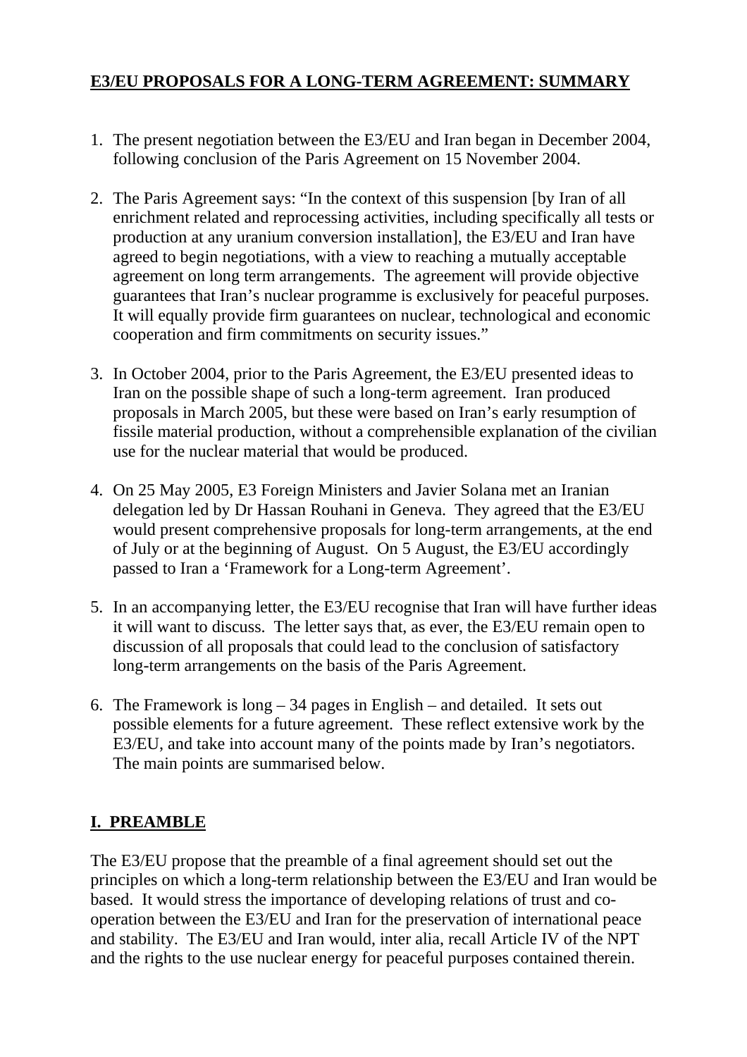# E3/EU PROPOSALS FOR A LONG-TERM AGREEMENT: SUMMARY

1. The present negotiation between the E3/EU and Iran began in December 2004, following conclusion of the Paris Agreement on 15 November 2004.

2. The Paris Agreement says: "In the context of this suspension [by Iran of all enrichment related and reprocessing activities, including specifically all tests or production at any uranium conversion installation], the E3/EU and Iran have agreed to begin negotiations, with a view to reaching a mutually acceptable agreement on long term arrangements. The agreement will provide objective guarantees that Iran's nuclear programme is exclusively for peaceful purposes. It will equally provide firm guarantees on nuclear, technological and economic cooperation and firm commitments on security issues."

3. In October 2004, prior to the Paris Agreement, the E3/EU presented ideas to Iran on the possible shape of such a long-term agreement. Iran produced proposals in March 2005, but these were based on Iran's early resumption of fissile material production, without a comprehensible explanation of the civilian use for the nuclear material that would be produced.

4. On 25 May 2005, E3 Foreign Ministers and Javier Solana met an Iranian delegation led by Dr Hassan Rouhani in Geneva. They agreed that the E3/EU would present comprehensive proposals for long-term arrangements, at the end of July or at the beginning of August. On 5 August, the E3/EU accordingly passed to Iran a 'Framework for a Long-term Agreement'.

5. In an accompanying letter, the E3/EU recognise that Iran will have further ideas it will want to discuss. The letter says that, as ever, the E3/EU remain open to discussion of all proposals that could lead to the conclusion of satisfactory long-term arrangements on the basis of the Paris Agreement.

6. The Framework is long – 34 pages in English – and detailed. It sets out possible elements for a future agreement. These reflect extensive work by the E3/EU, and take into account many of the points made by Iran's negotiators. The main points are summarised below.

## I. PREAMBLE

The E3/EU propose that the preamble of a final agreement should set out the principles on which a long-term relationship between the E3/EU and Iran would be based. It would stress the importance of developing relations of trust and co-operation between the E3/EU and Iran for the preservation of international peace and stability. The E3/EU and Iran would, inter alia, recall Article IV of the NPT and the rights to the use nuclear energy for peaceful purposes contained therein.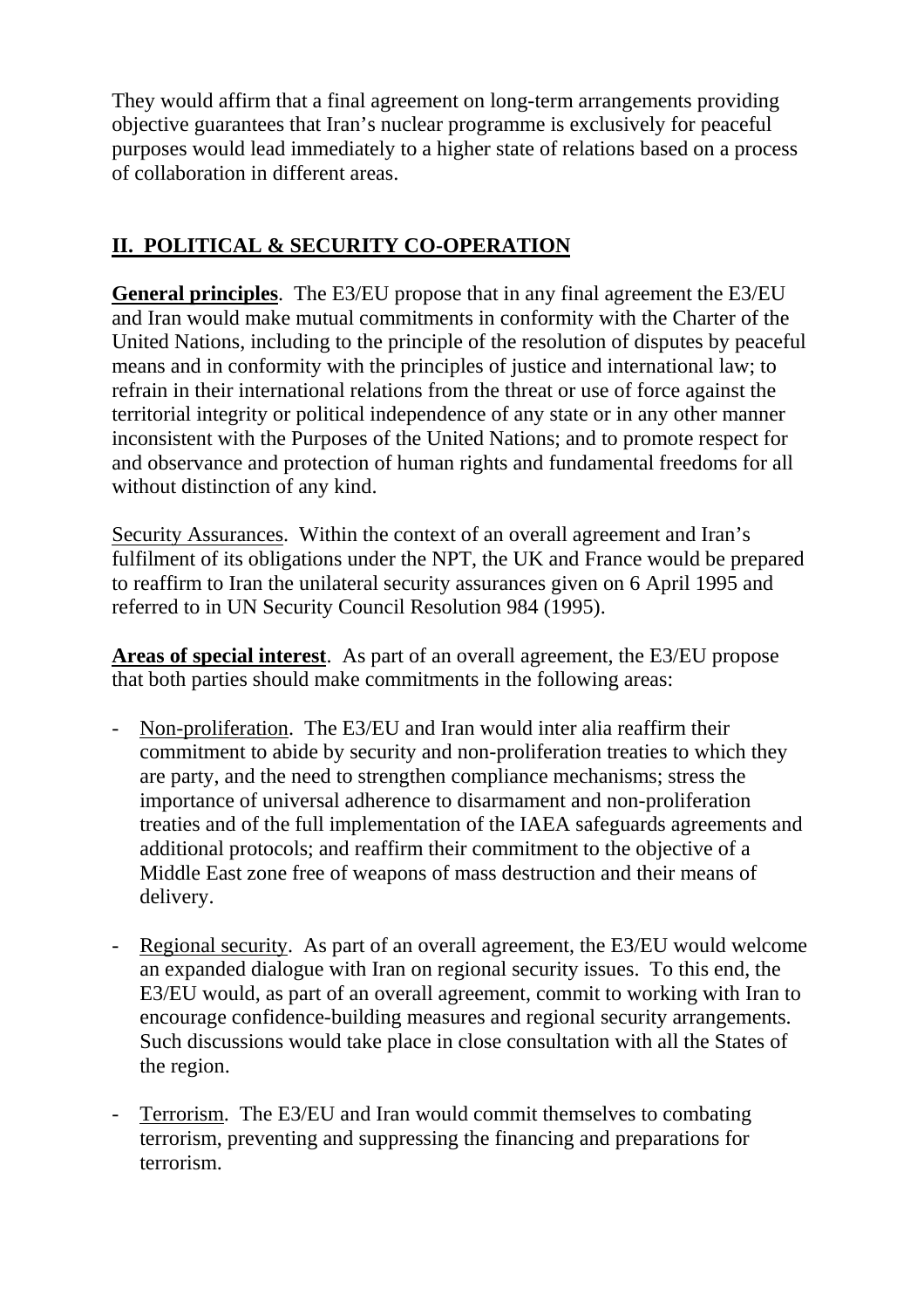They would affirm that a final agreement on long-term arrangements providing objective guarantees that Iran's nuclear programme is exclusively for peaceful purposes would lead immediately to a higher state of relations based on a process of collaboration in different areas.

## II. POLITICAL & SECURITY CO-OPERATION

**General principles**. The E3/EU propose that in any final agreement the E3/EU and Iran would make mutual commitments in conformity with the Charter of the United Nations, including to the principle of the resolution of disputes by peaceful means and in conformity with the principles of justice and international law; to refrain in their international relations from the threat or use of force against the territorial integrity or political independence of any state or in any other manner inconsistent with the Purposes of the United Nations; and to promote respect for and observance and protection of human rights and fundamental freedoms for all without distinction of any kind.

Security Assurances. Within the context of an overall agreement and Iran's fulfilment of its obligations under the NPT, the UK and France would be prepared to reaffirm to Iran the unilateral security assurances given on 6 April 1995 and referred to in UN Security Council Resolution 984 (1995).

**Areas of special interest**. As part of an overall agreement, the E3/EU propose that both parties should make commitments in the following areas:

- Non-proliferation. The E3/EU and Iran would inter alia reaffirm their commitment to abide by security and non-proliferation treaties to which they are party, and the need to strengthen compliance mechanisms; stress the importance of universal adherence to disarmament and non-proliferation treaties and of the full implementation of the IAEA safeguards agreements and additional protocols; and reaffirm their commitment to the objective of a Middle East zone free of weapons of mass destruction and their means of delivery.

- Regional security. As part of an overall agreement, the E3/EU would welcome an expanded dialogue with Iran on regional security issues. To this end, the E3/EU would, as part of an overall agreement, commit to working with Iran to encourage confidence-building measures and regional security arrangements. Such discussions would take place in close consultation with all the States of the region.

- Terrorism. The E3/EU and Iran would commit themselves to combating terrorism, preventing and suppressing the financing and preparations for terrorism.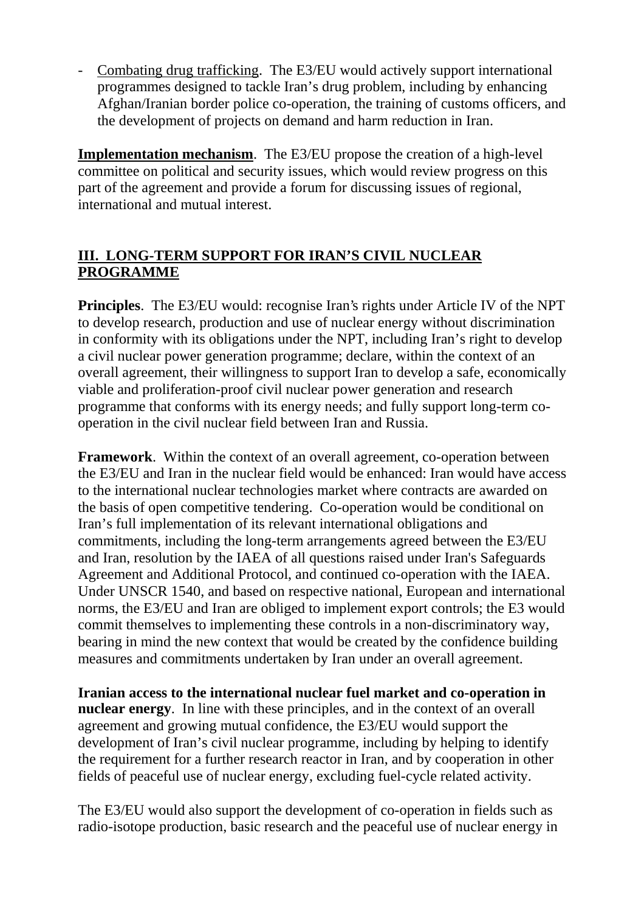- Combating drug trafficking. The E3/EU would actively support international programmes designed to tackle Iran's drug problem, including by enhancing Afghan/Iranian border police co-operation, the training of customs officers, and the development of projects on demand and harm reduction in Iran.

**Implementation mechanism**. The E3/EU propose the creation of a high-level committee on political and security issues, which would review progress on this part of the agreement and provide a forum for discussing issues of regional, international and mutual interest.

## III. LONG-TERM SUPPORT FOR IRAN'S CIVIL NUCLEAR PROGRAMME

**Principles**. The E3/EU would: recognise Iran's rights under Article IV of the NPT to develop research, production and use of nuclear energy without discrimination in conformity with its obligations under the NPT, including Iran's right to develop a civil nuclear power generation programme; declare, within the context of an overall agreement, their willingness to support Iran to develop a safe, economically viable and proliferation-proof civil nuclear power generation and research programme that conforms with its energy needs; and fully support long-term co-operation in the civil nuclear field between Iran and Russia.

**Framework**. Within the context of an overall agreement, co-operation between the E3/EU and Iran in the nuclear field would be enhanced: Iran would have access to the international nuclear technologies market where contracts are awarded on the basis of open competitive tendering. Co-operation would be conditional on Iran's full implementation of its relevant international obligations and commitments, including the long-term arrangements agreed between the E3/EU and Iran, resolution by the IAEA of all questions raised under Iran's Safeguards Agreement and Additional Protocol, and continued co-operation with the IAEA. Under UNSCR 1540, and based on respective national, European and international norms, the E3/EU and Iran are obliged to implement export controls; the E3 would commit themselves to implementing these controls in a non-discriminatory way, bearing in mind the new context that would be created by the confidence building measures and commitments undertaken by Iran under an overall agreement.

**Iranian access to the international nuclear fuel market and co-operation in nuclear energy**. In line with these principles, and in the context of an overall agreement and growing mutual confidence, the E3/EU would support the development of Iran's civil nuclear programme, including by helping to identify the requirement for a further research reactor in Iran, and by cooperation in other fields of peaceful use of nuclear energy, excluding fuel-cycle related activity.

The E3/EU would also support the development of co-operation in fields such as radio-isotope production, basic research and the peaceful use of nuclear energy in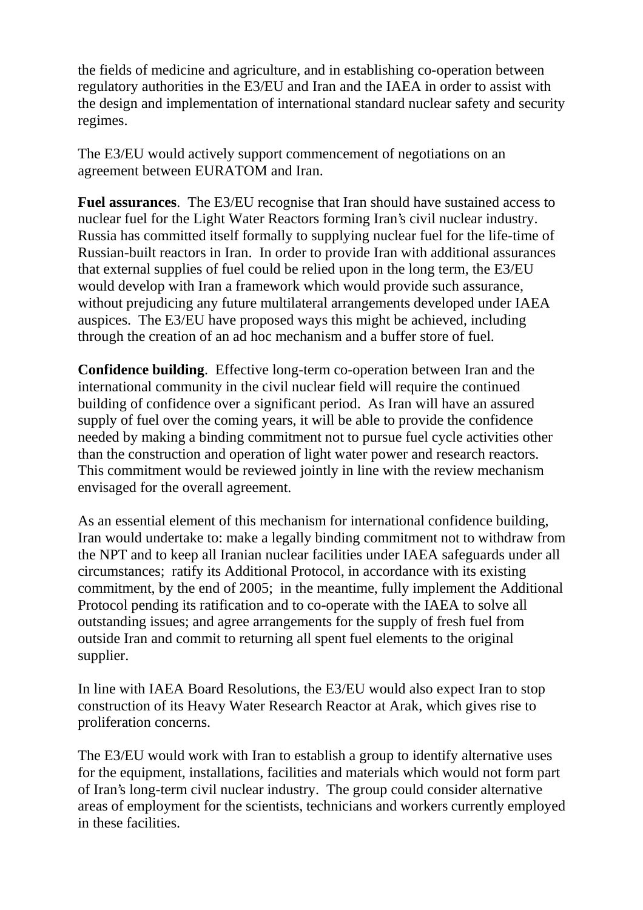the fields of medicine and agriculture, and in establishing co-operation between regulatory authorities in the E3/EU and Iran and the IAEA in order to assist with the design and implementation of international standard nuclear safety and security regimes.

The E3/EU would actively support commencement of negotiations on an agreement between EURATOM and Iran.

**Fuel assurances**. The E3/EU recognise that Iran should have sustained access to nuclear fuel for the Light Water Reactors forming Iran's civil nuclear industry. Russia has committed itself formally to supplying nuclear fuel for the life-time of Russian-built reactors in Iran. In order to provide Iran with additional assurances that external supplies of fuel could be relied upon in the long term, the E3/EU would develop with Iran a framework which would provide such assurance, without prejudicing any future multilateral arrangements developed under IAEA auspices. The E3/EU have proposed ways this might be achieved, including through the creation of an ad hoc mechanism and a buffer store of fuel.

**Confidence building**. Effective long-term co-operation between Iran and the international community in the civil nuclear field will require the continued building of confidence over a significant period. As Iran will have an assured supply of fuel over the coming years, it will be able to provide the confidence needed by making a binding commitment not to pursue fuel cycle activities other than the construction and operation of light water power and research reactors. This commitment would be reviewed jointly in line with the review mechanism envisaged for the overall agreement.

As an essential element of this mechanism for international confidence building, Iran would undertake to: make a legally binding commitment not to withdraw from the NPT and to keep all Iranian nuclear facilities under IAEA safeguards under all circumstances; ratify its Additional Protocol, in accordance with its existing commitment, by the end of 2005; in the meantime, fully implement the Additional Protocol pending its ratification and to co-operate with the IAEA to solve all outstanding issues; and agree arrangements for the supply of fresh fuel from outside Iran and commit to returning all spent fuel elements to the original supplier.

In line with IAEA Board Resolutions, the E3/EU would also expect Iran to stop construction of its Heavy Water Research Reactor at Arak, which gives rise to proliferation concerns.

The E3/EU would work with Iran to establish a group to identify alternative uses for the equipment, installations, facilities and materials which would not form part of Iran's long-term civil nuclear industry. The group could consider alternative areas of employment for the scientists, technicians and workers currently employed in these facilities.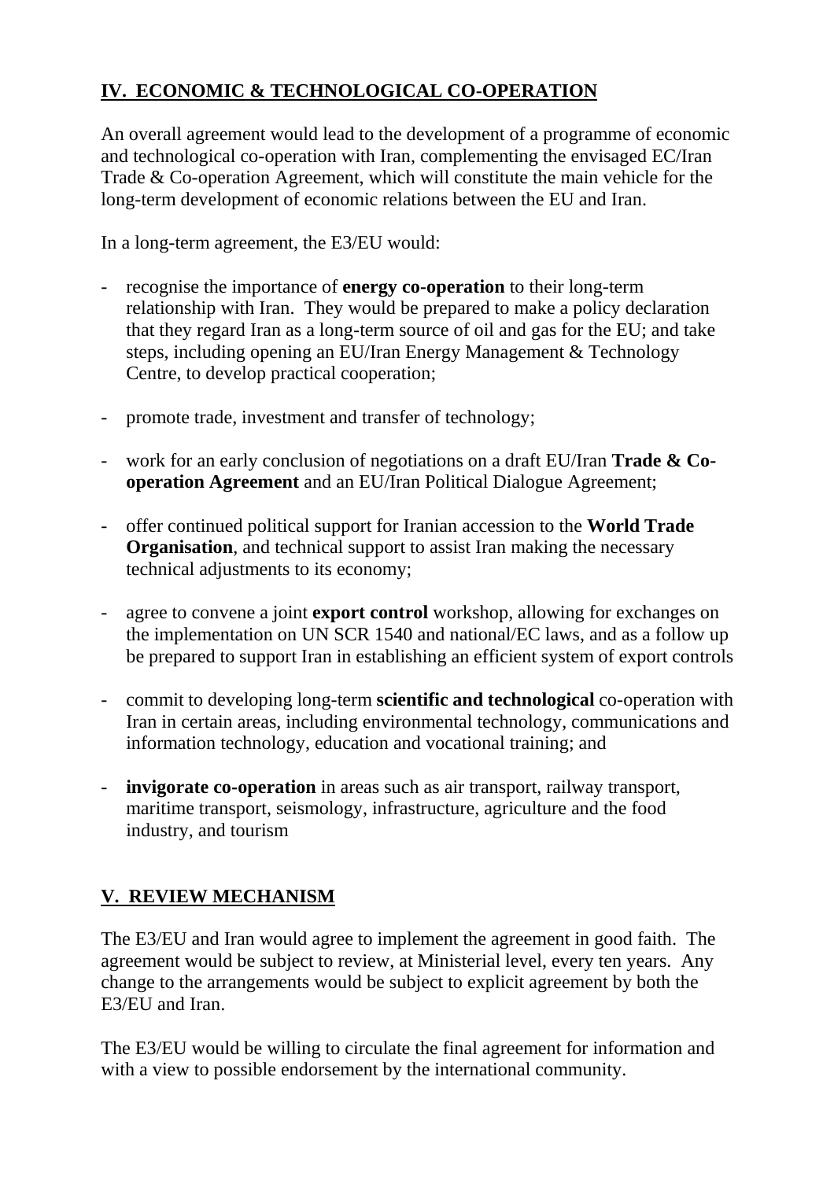## IV. ECONOMIC & TECHNOLOGICAL CO-OPERATION

An overall agreement would lead to the development of a programme of economic and technological co-operation with Iran, complementing the envisaged EC/Iran Trade & Co-operation Agreement, which will constitute the main vehicle for the long-term development of economic relations between the EU and Iran.

In a long-term agreement, the E3/EU would:

- recognise the importance of **energy co-operation** to their long-term relationship with Iran. They would be prepared to make a policy declaration that they regard Iran as a long-term source of oil and gas for the EU; and take steps, including opening an EU/Iran Energy Management & Technology Centre, to develop practical cooperation;

- promote trade, investment and transfer of technology;

- work for an early conclusion of negotiations on a draft EU/Iran **Trade & Co-operation Agreement** and an EU/Iran Political Dialogue Agreement;

- offer continued political support for Iranian accession to the **World Trade Organisation**, and technical support to assist Iran making the necessary technical adjustments to its economy;

- agree to convene a joint **export control** workshop, allowing for exchanges on the implementation on UN SCR 1540 and national/EC laws, and as a follow up be prepared to support Iran in establishing an efficient system of export controls

- commit to developing long-term **scientific and technological** co-operation with Iran in certain areas, including environmental technology, communications and information technology, education and vocational training; and

- **invigorate co-operation** in areas such as air transport, railway transport, maritime transport, seismology, infrastructure, agriculture and the food industry, and tourism

## V. REVIEW MECHANISM

The E3/EU and Iran would agree to implement the agreement in good faith. The agreement would be subject to review, at Ministerial level, every ten years. Any change to the arrangements would be subject to explicit agreement by both the E3/EU and Iran.

The E3/EU would be willing to circulate the final agreement for information and with a view to possible endorsement by the international community.